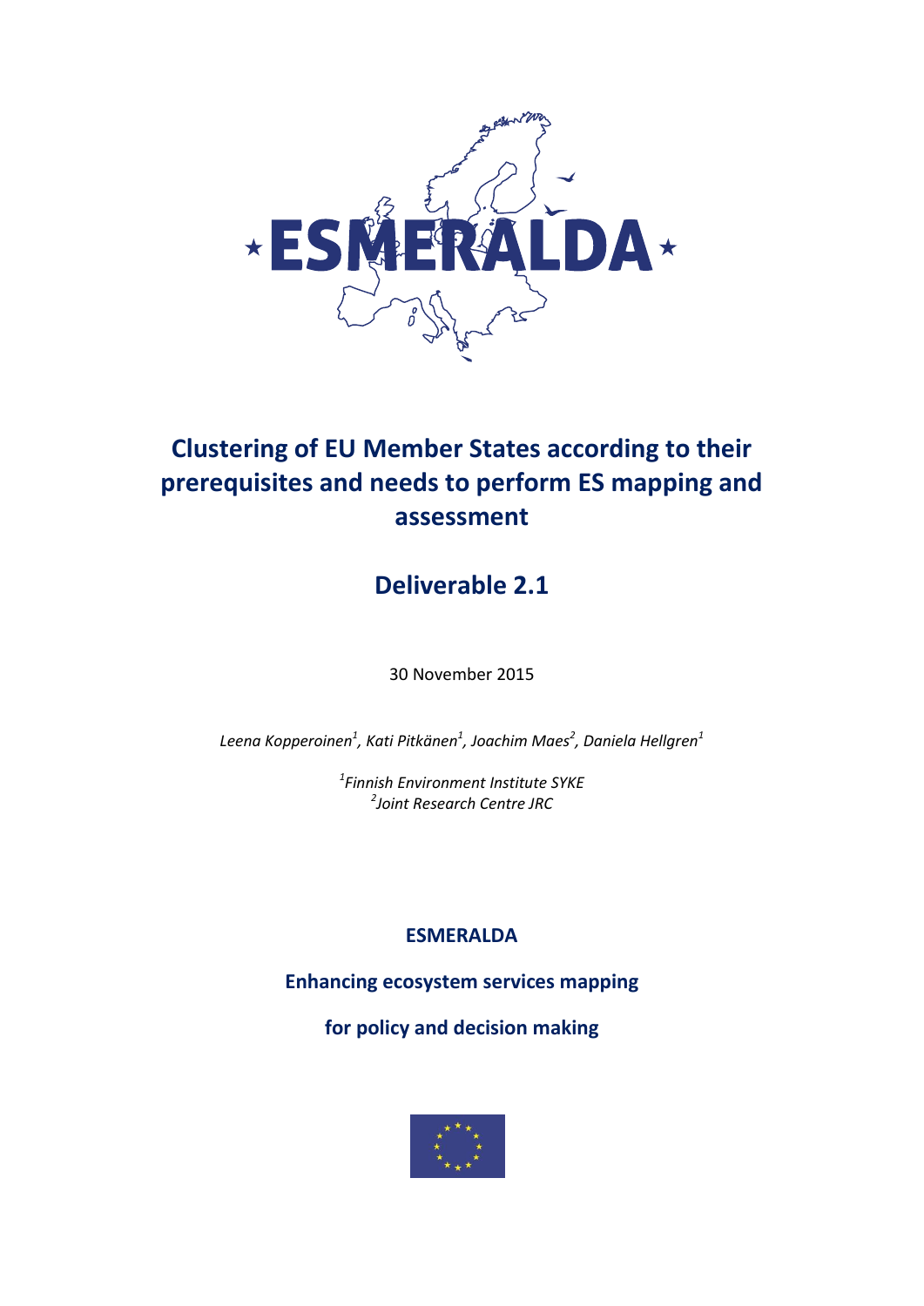# Clustering of EU Member States according to their prerequisites and needs to perform ES mapping and assessment

## Deliverable 2.1

30 November 2015

*Leena Kopperoinen[1], Kati Pitkänen[1], Joachim Maes[2], Daniela Hellgren[1]*

*[1]Finnish Environment Institute SYKE*
*[2]Joint Research Centre JRC*

**ESMERALDA**

**Enhancing ecosystem services mapping**

**for policy and decision making**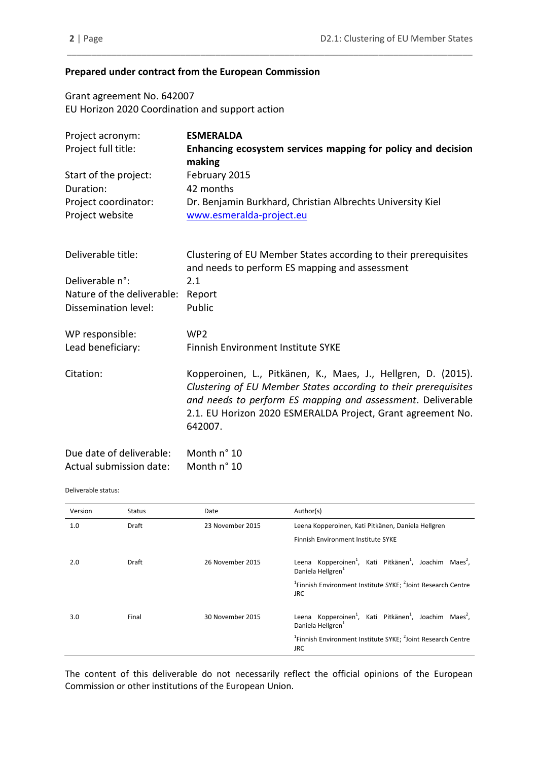**Prepared under contract from the European Commission**

Grant agreement No. 642007
EU Horizon 2020 Coordination and support action

| | |
|---|---|
| Project acronym: | **ESMERALDA** |
| Project full title: | **Enhancing ecosystem services mapping for policy and decision making** |
| Start of the project: | February 2015 |
| Duration: | 42 months |
| Project coordinator: | Dr. Benjamin Burkhard, Christian Albrechts University Kiel |
| Project website | [www.esmeralda-project.eu](http://www.esmeralda-project.eu) |

| | |
|---|---|
| Deliverable title: | Clustering of EU Member States according to their prerequisites and needs to perform ES mapping and assessment |
| Deliverable n°: | 2.1 |
| Nature of the deliverable: | Report |
| Dissemination level: | Public |
| WP responsible: | WP2 |
| Lead beneficiary: | Finnish Environment Institute SYKE |
| Citation: | Kopperoinen, L., Pitkänen, K., Maes, J., Hellgren, D. (2015). *Clustering of EU Member States according to their prerequisites and needs to perform ES mapping and assessment*. Deliverable 2.1. EU Horizon 2020 ESMERALDA Project, Grant agreement No. 642007. |
| Due date of deliverable: | Month n° 10 |
| Actual submission date: | Month n° 10 |

Deliverable status:

| Version | Status | Date | Author(s) |
|---|---|---|---|
| 1.0 | Draft | 23 November 2015 | Leena Kopperoinen, Kati Pitkänen, Daniela Hellgren<br>Finnish Environment Institute SYKE |
| 2.0 | Draft | 26 November 2015 | Leena Kopperoinen[1], Kati Pitkänen[1], Joachim Maes[2], Daniela Hellgren[1]<br>[1]Finnish Environment Institute SYKE; [2]Joint Research Centre JRC |
| 3.0 | Final | 30 November 2015 | Leena Kopperoinen[1], Kati Pitkänen[1], Joachim Maes[2], Daniela Hellgren[1]<br>[1]Finnish Environment Institute SYKE; [2]Joint Research Centre JRC |

The content of this deliverable do not necessarily reflect the official opinions of the European Commission or other institutions of the European Union.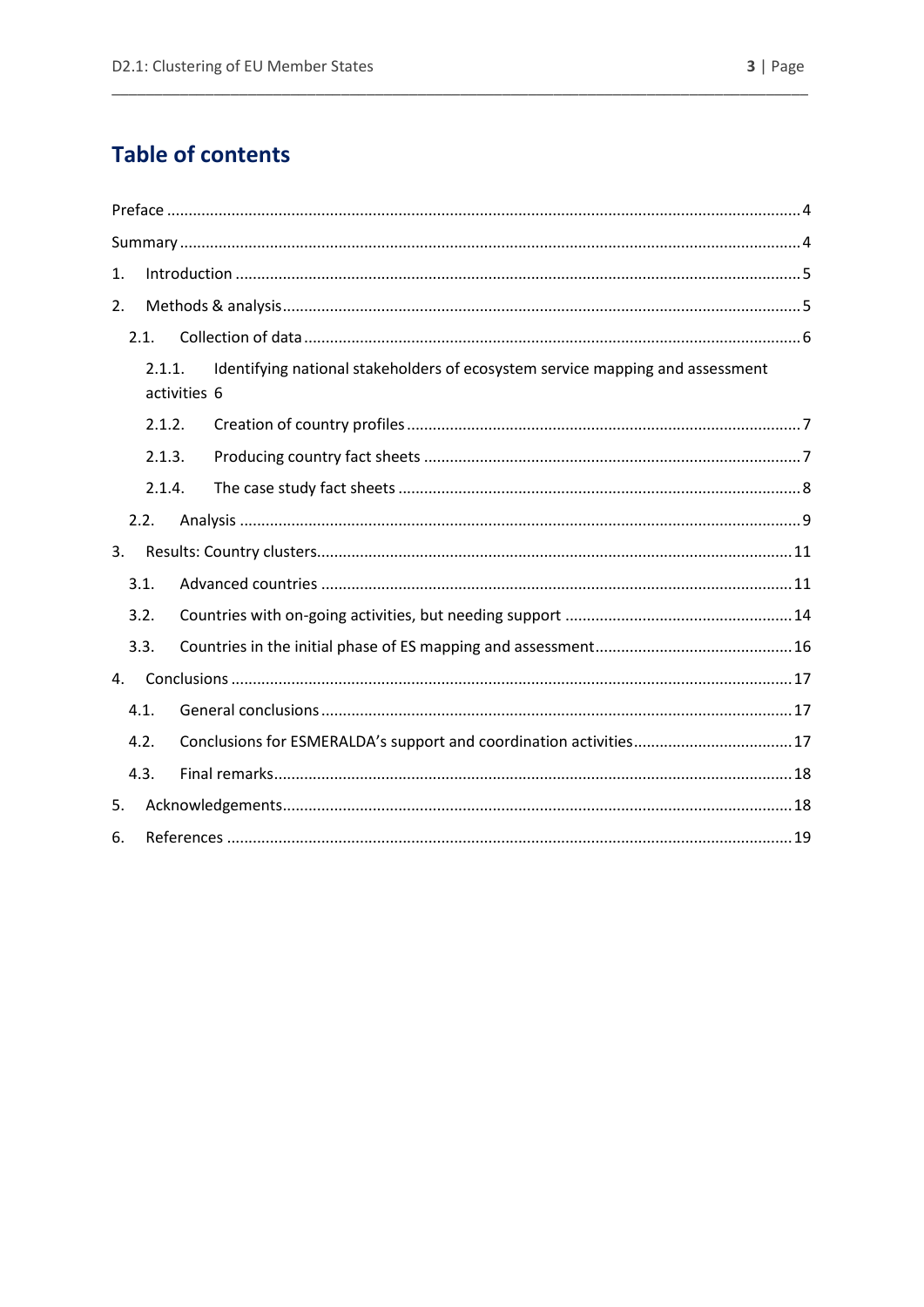## Table of contents

Preface .......... 4

Summary .......... 4

1. Introduction .......... 5
2. Methods & analysis .......... 5
   - 2.1. Collection of data .......... 6
     - 2.1.1. Identifying national stakeholders of ecosystem service mapping and assessment activities 6
     - 2.1.2. Creation of country profiles .......... 7
     - 2.1.3. Producing country fact sheets .......... 7
     - 2.1.4. The case study fact sheets .......... 8
   - 2.2. Analysis .......... 9
3. Results: Country clusters .......... 11
   - 3.1. Advanced countries .......... 11
   - 3.2. Countries with on-going activities, but needing support .......... 14
   - 3.3. Countries in the initial phase of ES mapping and assessment .......... 16
4. Conclusions .......... 17
   - 4.1. General conclusions .......... 17
   - 4.2. Conclusions for ESMERALDA's support and coordination activities .......... 17
   - 4.3. Final remarks .......... 18
5. Acknowledgements .......... 18
6. References .......... 19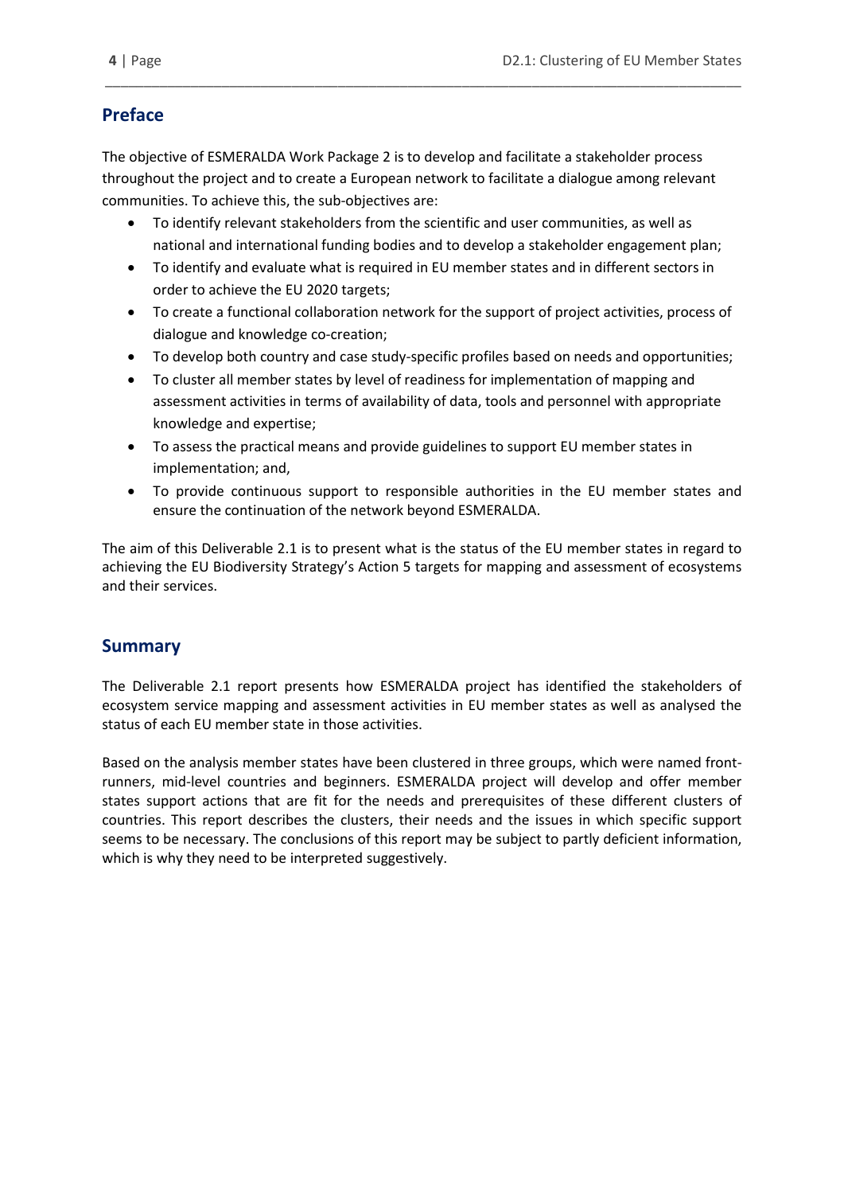## Preface

The objective of ESMERALDA Work Package 2 is to develop and facilitate a stakeholder process throughout the project and to create a European network to facilitate a dialogue among relevant communities. To achieve this, the sub-objectives are:

- To identify relevant stakeholders from the scientific and user communities, as well as national and international funding bodies and to develop a stakeholder engagement plan;
- To identify and evaluate what is required in EU member states and in different sectors in order to achieve the EU 2020 targets;
- To create a functional collaboration network for the support of project activities, process of dialogue and knowledge co-creation;
- To develop both country and case study-specific profiles based on needs and opportunities;
- To cluster all member states by level of readiness for implementation of mapping and assessment activities in terms of availability of data, tools and personnel with appropriate knowledge and expertise;
- To assess the practical means and provide guidelines to support EU member states in implementation; and,
- To provide continuous support to responsible authorities in the EU member states and ensure the continuation of the network beyond ESMERALDA.

The aim of this Deliverable 2.1 is to present what is the status of the EU member states in regard to achieving the EU Biodiversity Strategy's Action 5 targets for mapping and assessment of ecosystems and their services.

## Summary

The Deliverable 2.1 report presents how ESMERALDA project has identified the stakeholders of ecosystem service mapping and assessment activities in EU member states as well as analysed the status of each EU member state in those activities.

Based on the analysis member states have been clustered in three groups, which were named front-runners, mid-level countries and beginners. ESMERALDA project will develop and offer member states support actions that are fit for the needs and prerequisites of these different clusters of countries. This report describes the clusters, their needs and the issues in which specific support seems to be necessary. The conclusions of this report may be subject to partly deficient information, which is why they need to be interpreted suggestively.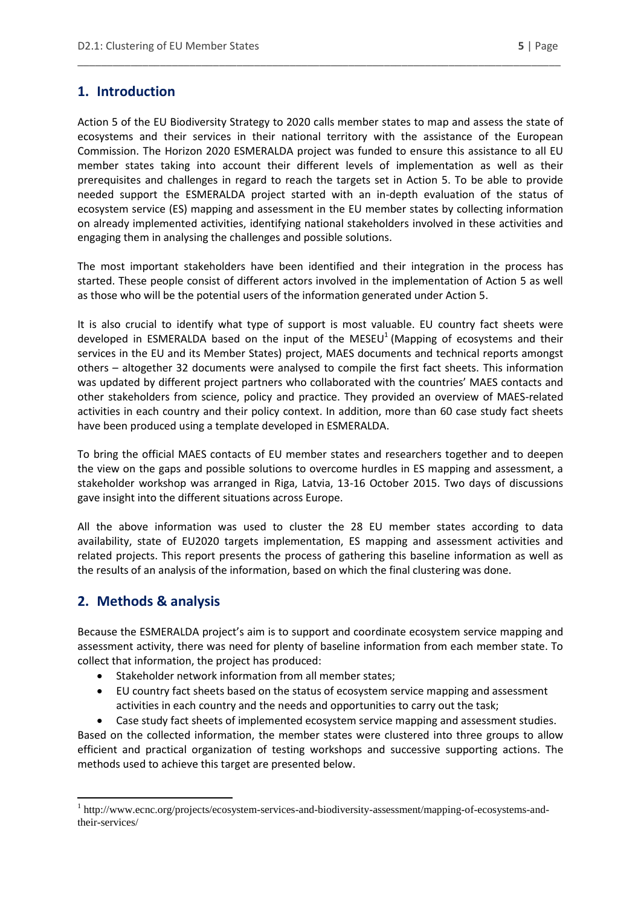## 1. Introduction

Action 5 of the EU Biodiversity Strategy to 2020 calls member states to map and assess the state of ecosystems and their services in their national territory with the assistance of the European Commission. The Horizon 2020 ESMERALDA project was funded to ensure this assistance to all EU member states taking into account their different levels of implementation as well as their prerequisites and challenges in regard to reach the targets set in Action 5. To be able to provide needed support the ESMERALDA project started with an in-depth evaluation of the status of ecosystem service (ES) mapping and assessment in the EU member states by collecting information on already implemented activities, identifying national stakeholders involved in these activities and engaging them in analysing the challenges and possible solutions.

The most important stakeholders have been identified and their integration in the process has started. These people consist of different actors involved in the implementation of Action 5 as well as those who will be the potential users of the information generated under Action 5.

It is also crucial to identify what type of support is most valuable. EU country fact sheets were developed in ESMERALDA based on the input of the MESEU[1] (Mapping of ecosystems and their services in the EU and its Member States) project, MAES documents and technical reports amongst others – altogether 32 documents were analysed to compile the first fact sheets. This information was updated by different project partners who collaborated with the countries' MAES contacts and other stakeholders from science, policy and practice. They provided an overview of MAES-related activities in each country and their policy context. In addition, more than 60 case study fact sheets have been produced using a template developed in ESMERALDA.

To bring the official MAES contacts of EU member states and researchers together and to deepen the view on the gaps and possible solutions to overcome hurdles in ES mapping and assessment, a stakeholder workshop was arranged in Riga, Latvia, 13-16 October 2015. Two days of discussions gave insight into the different situations across Europe.

All the above information was used to cluster the 28 EU member states according to data availability, state of EU2020 targets implementation, ES mapping and assessment activities and related projects. This report presents the process of gathering this baseline information as well as the results of an analysis of the information, based on which the final clustering was done.

## 2. Methods & analysis

Because the ESMERALDA project's aim is to support and coordinate ecosystem service mapping and assessment activity, there was need for plenty of baseline information from each member state. To collect that information, the project has produced:

- Stakeholder network information from all member states;
- EU country fact sheets based on the status of ecosystem service mapping and assessment activities in each country and the needs and opportunities to carry out the task;
- Case study fact sheets of implemented ecosystem service mapping and assessment studies.

Based on the collected information, the member states were clustered into three groups to allow efficient and practical organization of testing workshops and successive supporting actions. The methods used to achieve this target are presented below.

[1] http://www.ecnc.org/projects/ecosystem-services-and-biodiversity-assessment/mapping-of-ecosystems-and-their-services/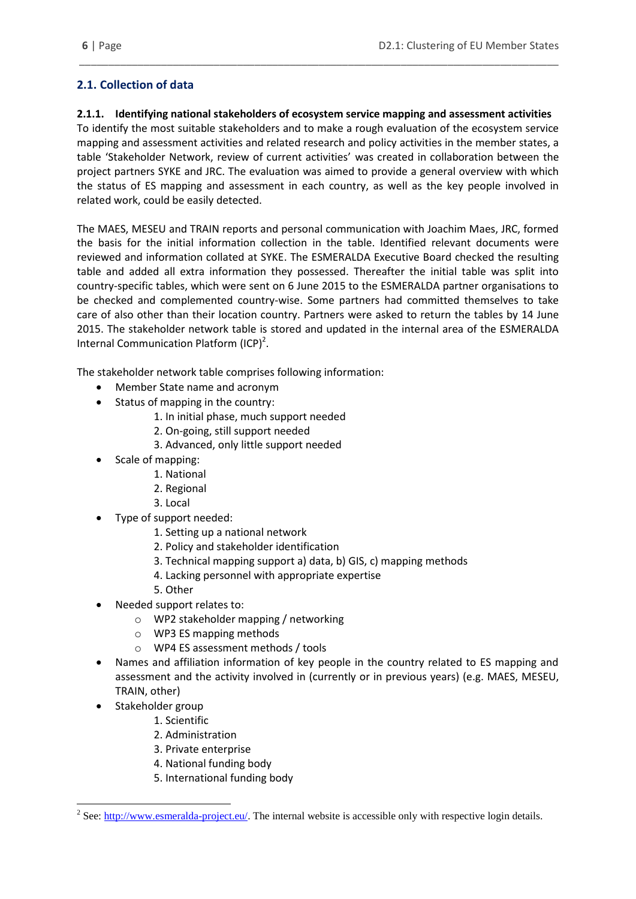## 2.1. Collection of data

### 2.1.1. Identifying national stakeholders of ecosystem service mapping and assessment activities

To identify the most suitable stakeholders and to make a rough evaluation of the ecosystem service mapping and assessment activities and related research and policy activities in the member states, a table 'Stakeholder Network, review of current activities' was created in collaboration between the project partners SYKE and JRC. The evaluation was aimed to provide a general overview with which the status of ES mapping and assessment in each country, as well as the key people involved in related work, could be easily detected.

The MAES, MESEU and TRAIN reports and personal communication with Joachim Maes, JRC, formed the basis for the initial information collection in the table. Identified relevant documents were reviewed and information collated at SYKE. The ESMERALDA Executive Board checked the resulting table and added all extra information they possessed. Thereafter the initial table was split into country-specific tables, which were sent on 6 June 2015 to the ESMERALDA partner organisations to be checked and complemented country-wise. Some partners had committed themselves to take care of also other than their location country. Partners were asked to return the tables by 14 June 2015. The stakeholder network table is stored and updated in the internal area of the ESMERALDA Internal Communication Platform (ICP)[2].

The stakeholder network table comprises following information:

- Member State name and acronym
- Status of mapping in the country:
    1. In initial phase, much support needed
    2. On-going, still support needed
    3. Advanced, only little support needed
- Scale of mapping:
    1. National
    2. Regional
    3. Local
- Type of support needed:
    1. Setting up a national network
    2. Policy and stakeholder identification
    3. Technical mapping support a) data, b) GIS, c) mapping methods
    4. Lacking personnel with appropriate expertise
    5. Other
- Needed support relates to:
    - WP2 stakeholder mapping / networking
    - WP3 ES mapping methods
    - WP4 ES assessment methods / tools
- Names and affiliation information of key people in the country related to ES mapping and assessment and the activity involved in (currently or in previous years) (e.g. MAES, MESEU, TRAIN, other)
- Stakeholder group
    1. Scientific
    2. Administration
    3. Private enterprise
    4. National funding body
    5. International funding body

[2] See: http://www.esmeralda-project.eu/. The internal website is accessible only with respective login details.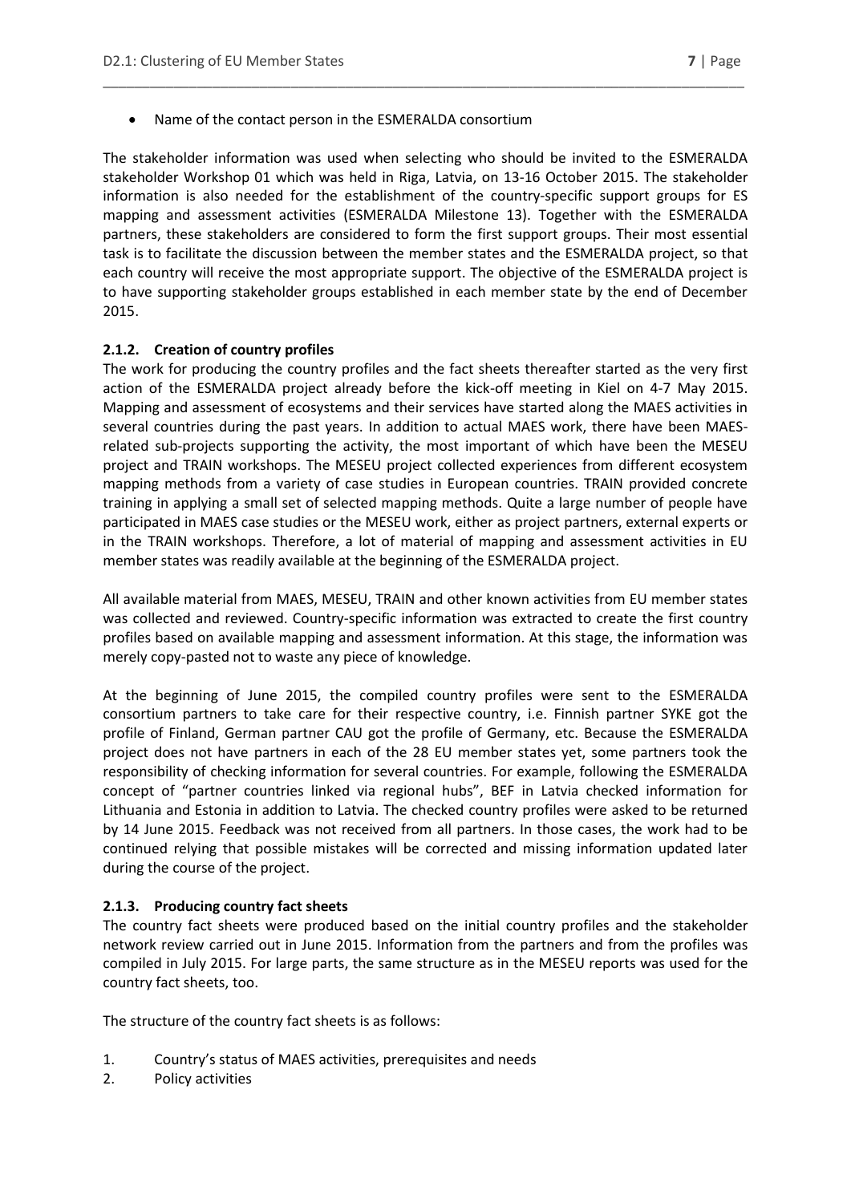- Name of the contact person in the ESMERALDA consortium

The stakeholder information was used when selecting who should be invited to the ESMERALDA stakeholder Workshop 01 which was held in Riga, Latvia, on 13-16 October 2015. The stakeholder information is also needed for the establishment of the country-specific support groups for ES mapping and assessment activities (ESMERALDA Milestone 13). Together with the ESMERALDA partners, these stakeholders are considered to form the first support groups. Their most essential task is to facilitate the discussion between the member states and the ESMERALDA project, so that each country will receive the most appropriate support. The objective of the ESMERALDA project is to have supporting stakeholder groups established in each member state by the end of December 2015.

### 2.1.2. Creation of country profiles

The work for producing the country profiles and the fact sheets thereafter started as the very first action of the ESMERALDA project already before the kick-off meeting in Kiel on 4-7 May 2015. Mapping and assessment of ecosystems and their services have started along the MAES activities in several countries during the past years. In addition to actual MAES work, there have been MAES-related sub-projects supporting the activity, the most important of which have been the MESEU project and TRAIN workshops. The MESEU project collected experiences from different ecosystem mapping methods from a variety of case studies in European countries. TRAIN provided concrete training in applying a small set of selected mapping methods. Quite a large number of people have participated in MAES case studies or the MESEU work, either as project partners, external experts or in the TRAIN workshops. Therefore, a lot of material of mapping and assessment activities in EU member states was readily available at the beginning of the ESMERALDA project.

All available material from MAES, MESEU, TRAIN and other known activities from EU member states was collected and reviewed. Country-specific information was extracted to create the first country profiles based on available mapping and assessment information. At this stage, the information was merely copy-pasted not to waste any piece of knowledge.

At the beginning of June 2015, the compiled country profiles were sent to the ESMERALDA consortium partners to take care for their respective country, i.e. Finnish partner SYKE got the profile of Finland, German partner CAU got the profile of Germany, etc. Because the ESMERALDA project does not have partners in each of the 28 EU member states yet, some partners took the responsibility of checking information for several countries. For example, following the ESMERALDA concept of "partner countries linked via regional hubs", BEF in Latvia checked information for Lithuania and Estonia in addition to Latvia. The checked country profiles were asked to be returned by 14 June 2015. Feedback was not received from all partners. In those cases, the work had to be continued relying that possible mistakes will be corrected and missing information updated later during the course of the project.

### 2.1.3. Producing country fact sheets

The country fact sheets were produced based on the initial country profiles and the stakeholder network review carried out in June 2015. Information from the partners and from the profiles was compiled in July 2015. For large parts, the same structure as in the MESEU reports was used for the country fact sheets, too.

The structure of the country fact sheets is as follows:

1. Country's status of MAES activities, prerequisites and needs
2. Policy activities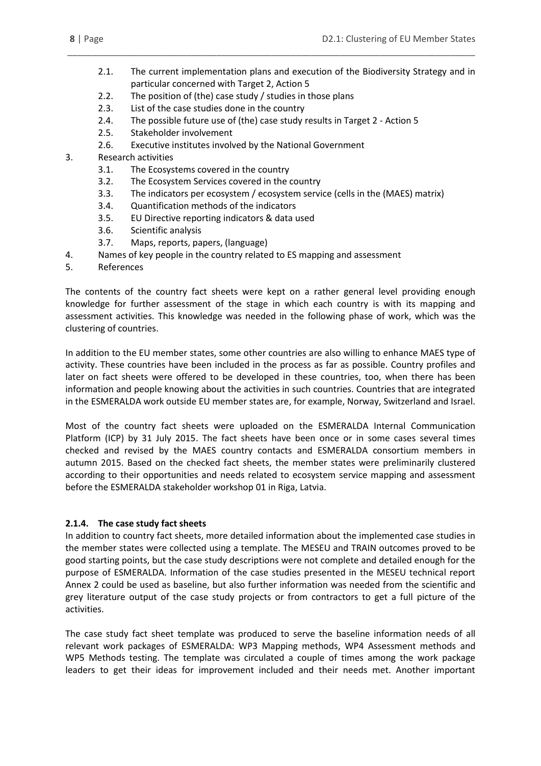- 2.1. The current implementation plans and execution of the Biodiversity Strategy and in particular concerned with Target 2, Action 5
- 2.2. The position of (the) case study / studies in those plans
- 2.3. List of the case studies done in the country
- 2.4. The possible future use of (the) case study results in Target 2 - Action 5
- 2.5. Stakeholder involvement
- 2.6. Executive institutes involved by the National Government

3. Research activities
   - 3.1. The Ecosystems covered in the country
   - 3.2. The Ecosystem Services covered in the country
   - 3.3. The indicators per ecosystem / ecosystem service (cells in the (MAES) matrix)
   - 3.4. Quantification methods of the indicators
   - 3.5. EU Directive reporting indicators & data used
   - 3.6. Scientific analysis
   - 3.7. Maps, reports, papers, (language)
4. Names of key people in the country related to ES mapping and assessment
5. References

The contents of the country fact sheets were kept on a rather general level providing enough knowledge for further assessment of the stage in which each country is with its mapping and assessment activities. This knowledge was needed in the following phase of work, which was the clustering of countries.

In addition to the EU member states, some other countries are also willing to enhance MAES type of activity. These countries have been included in the process as far as possible. Country profiles and later on fact sheets were offered to be developed in these countries, too, when there has been information and people knowing about the activities in such countries. Countries that are integrated in the ESMERALDA work outside EU member states are, for example, Norway, Switzerland and Israel.

Most of the country fact sheets were uploaded on the ESMERALDA Internal Communication Platform (ICP) by 31 July 2015. The fact sheets have been once or in some cases several times checked and revised by the MAES country contacts and ESMERALDA consortium members in autumn 2015. Based on the checked fact sheets, the member states were preliminarily clustered according to their opportunities and needs related to ecosystem service mapping and assessment before the ESMERALDA stakeholder workshop 01 in Riga, Latvia.

#### 2.1.4. The case study fact sheets

In addition to country fact sheets, more detailed information about the implemented case studies in the member states were collected using a template. The MESEU and TRAIN outcomes proved to be good starting points, but the case study descriptions were not complete and detailed enough for the purpose of ESMERALDA. Information of the case studies presented in the MESEU technical report Annex 2 could be used as baseline, but also further information was needed from the scientific and grey literature output of the case study projects or from contractors to get a full picture of the activities.

The case study fact sheet template was produced to serve the baseline information needs of all relevant work packages of ESMERALDA: WP3 Mapping methods, WP4 Assessment methods and WP5 Methods testing. The template was circulated a couple of times among the work package leaders to get their ideas for improvement included and their needs met. Another important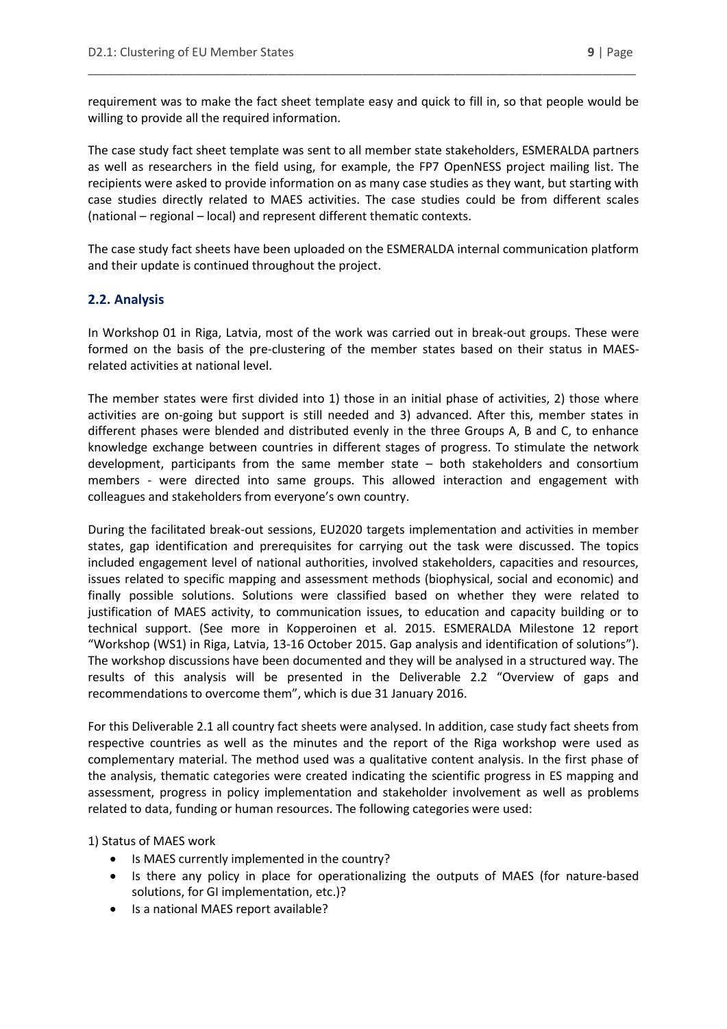requirement was to make the fact sheet template easy and quick to fill in, so that people would be willing to provide all the required information.

The case study fact sheet template was sent to all member state stakeholders, ESMERALDA partners as well as researchers in the field using, for example, the FP7 OpenNESS project mailing list. The recipients were asked to provide information on as many case studies as they want, but starting with case studies directly related to MAES activities. The case studies could be from different scales (national – regional – local) and represent different thematic contexts.

The case study fact sheets have been uploaded on the ESMERALDA internal communication platform and their update is continued throughout the project.

## 2.2. Analysis

In Workshop 01 in Riga, Latvia, most of the work was carried out in break-out groups. These were formed on the basis of the pre-clustering of the member states based on their status in MAES-related activities at national level.

The member states were first divided into 1) those in an initial phase of activities, 2) those where activities are on-going but support is still needed and 3) advanced. After this, member states in different phases were blended and distributed evenly in the three Groups A, B and C, to enhance knowledge exchange between countries in different stages of progress. To stimulate the network development, participants from the same member state – both stakeholders and consortium members - were directed into same groups. This allowed interaction and engagement with colleagues and stakeholders from everyone's own country.

During the facilitated break-out sessions, EU2020 targets implementation and activities in member states, gap identification and prerequisites for carrying out the task were discussed. The topics included engagement level of national authorities, involved stakeholders, capacities and resources, issues related to specific mapping and assessment methods (biophysical, social and economic) and finally possible solutions. Solutions were classified based on whether they were related to justification of MAES activity, to communication issues, to education and capacity building or to technical support. (See more in Kopperoinen et al. 2015. ESMERALDA Milestone 12 report "Workshop (WS1) in Riga, Latvia, 13-16 October 2015. Gap analysis and identification of solutions"). The workshop discussions have been documented and they will be analysed in a structured way. The results of this analysis will be presented in the Deliverable 2.2 "Overview of gaps and recommendations to overcome them", which is due 31 January 2016.

For this Deliverable 2.1 all country fact sheets were analysed. In addition, case study fact sheets from respective countries as well as the minutes and the report of the Riga workshop were used as complementary material. The method used was a qualitative content analysis. In the first phase of the analysis, thematic categories were created indicating the scientific progress in ES mapping and assessment, progress in policy implementation and stakeholder involvement as well as problems related to data, funding or human resources. The following categories were used:

1) Status of MAES work

- Is MAES currently implemented in the country?
- Is there any policy in place for operationalizing the outputs of MAES (for nature-based solutions, for GI implementation, etc.)?
- Is a national MAES report available?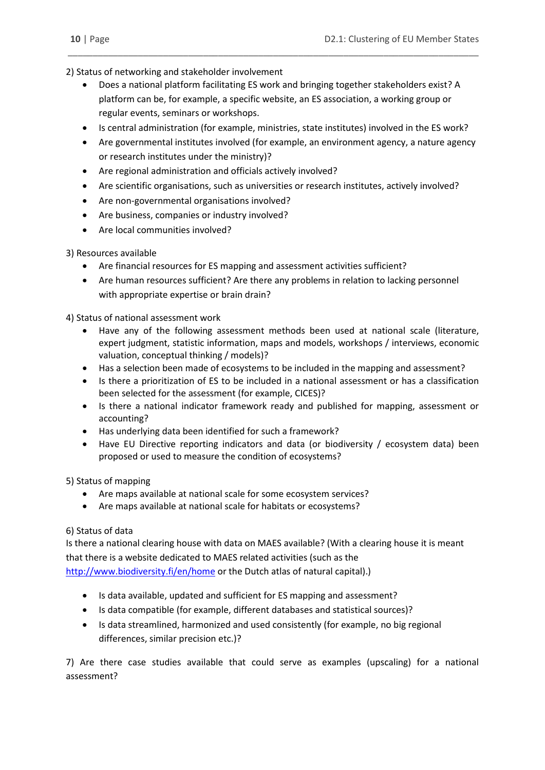2) Status of networking and stakeholder involvement

- Does a national platform facilitating ES work and bringing together stakeholders exist? A platform can be, for example, a specific website, an ES association, a working group or regular events, seminars or workshops.
- Is central administration (for example, ministries, state institutes) involved in the ES work?
- Are governmental institutes involved (for example, an environment agency, a nature agency or research institutes under the ministry)?
- Are regional administration and officials actively involved?
- Are scientific organisations, such as universities or research institutes, actively involved?
- Are non-governmental organisations involved?
- Are business, companies or industry involved?
- Are local communities involved?

3) Resources available

- Are financial resources for ES mapping and assessment activities sufficient?
- Are human resources sufficient? Are there any problems in relation to lacking personnel with appropriate expertise or brain drain?

4) Status of national assessment work

- Have any of the following assessment methods been used at national scale (literature, expert judgment, statistic information, maps and models, workshops / interviews, economic valuation, conceptual thinking / models)?
- Has a selection been made of ecosystems to be included in the mapping and assessment?
- Is there a prioritization of ES to be included in a national assessment or has a classification been selected for the assessment (for example, CICES)?
- Is there a national indicator framework ready and published for mapping, assessment or accounting?
- Has underlying data been identified for such a framework?
- Have EU Directive reporting indicators and data (or biodiversity / ecosystem data) been proposed or used to measure the condition of ecosystems?

5) Status of mapping

- Are maps available at national scale for some ecosystem services?
- Are maps available at national scale for habitats or ecosystems?

6) Status of data

Is there a national clearing house with data on MAES available? (With a clearing house it is meant that there is a website dedicated to MAES related activities (such as the http://www.biodiversity.fi/en/home or the Dutch atlas of natural capital).)

- Is data available, updated and sufficient for ES mapping and assessment?
- Is data compatible (for example, different databases and statistical sources)?
- Is data streamlined, harmonized and used consistently (for example, no big regional differences, similar precision etc.)?

7) Are there case studies available that could serve as examples (upscaling) for a national assessment?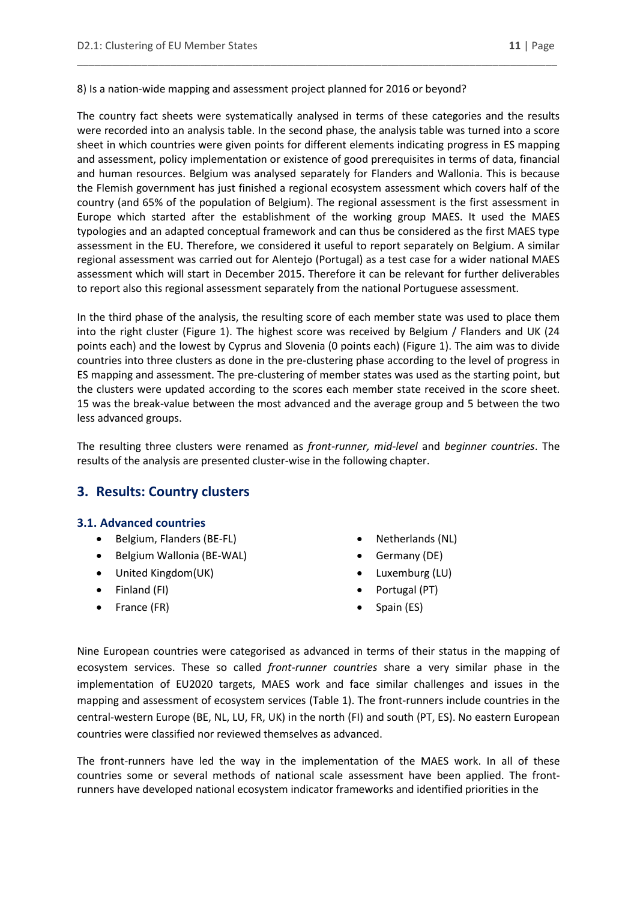8) Is a nation-wide mapping and assessment project planned for 2016 or beyond?

The country fact sheets were systematically analysed in terms of these categories and the results were recorded into an analysis table. In the second phase, the analysis table was turned into a score sheet in which countries were given points for different elements indicating progress in ES mapping and assessment, policy implementation or existence of good prerequisites in terms of data, financial and human resources. Belgium was analysed separately for Flanders and Wallonia. This is because the Flemish government has just finished a regional ecosystem assessment which covers half of the country (and 65% of the population of Belgium). The regional assessment is the first assessment in Europe which started after the establishment of the working group MAES. It used the MAES typologies and an adapted conceptual framework and can thus be considered as the first MAES type assessment in the EU. Therefore, we considered it useful to report separately on Belgium. A similar regional assessment was carried out for Alentejo (Portugal) as a test case for a wider national MAES assessment which will start in December 2015. Therefore it can be relevant for further deliverables to report also this regional assessment separately from the national Portuguese assessment.

In the third phase of the analysis, the resulting score of each member state was used to place them into the right cluster (Figure 1). The highest score was received by Belgium / Flanders and UK (24 points each) and the lowest by Cyprus and Slovenia (0 points each) (Figure 1). The aim was to divide countries into three clusters as done in the pre-clustering phase according to the level of progress in ES mapping and assessment. The pre-clustering of member states was used as the starting point, but the clusters were updated according to the scores each member state received in the score sheet. 15 was the break-value between the most advanced and the average group and 5 between the two less advanced groups.

The resulting three clusters were renamed as *front-runner, mid-level* and *beginner countries*. The results of the analysis are presented cluster-wise in the following chapter.

## 3. Results: Country clusters

### 3.1. Advanced countries

- Belgium, Flanders (BE-FL)
- Belgium Wallonia (BE-WAL)
- United Kingdom(UK)
- Finland (FI)
- France (FR)
- Netherlands (NL)
- Germany (DE)
- Luxemburg (LU)
- Portugal (PT)
- Spain (ES)

Nine European countries were categorised as advanced in terms of their status in the mapping of ecosystem services. These so called *front-runner countries* share a very similar phase in the implementation of EU2020 targets, MAES work and face similar challenges and issues in the mapping and assessment of ecosystem services (Table 1). The front-runners include countries in the central-western Europe (BE, NL, LU, FR, UK) in the north (FI) and south (PT, ES). No eastern European countries were classified nor reviewed themselves as advanced.

The front-runners have led the way in the implementation of the MAES work. In all of these countries some or several methods of national scale assessment have been applied. The front-runners have developed national ecosystem indicator frameworks and identified priorities in the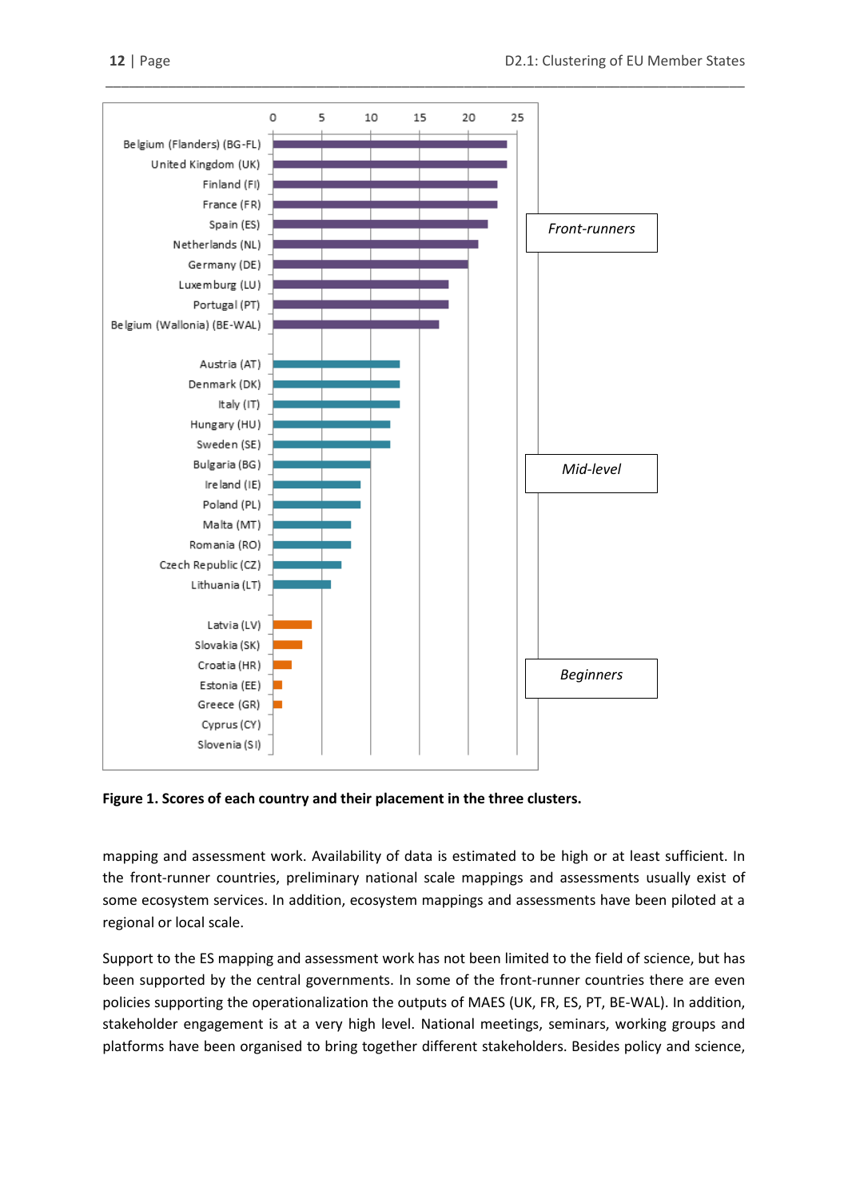**Figure 1. Scores of each country and their placement in the three clusters.**

mapping and assessment work. Availability of data is estimated to be high or at least sufficient. In the front-runner countries, preliminary national scale mappings and assessments usually exist of some ecosystem services. In addition, ecosystem mappings and assessments have been piloted at a regional or local scale.

Support to the ES mapping and assessment work has not been limited to the field of science, but has been supported by the central governments. In some of the front-runner countries there are even policies supporting the operationalization the outputs of MAES (UK, FR, ES, PT, BE-WAL). In addition, stakeholder engagement is at a very high level. National meetings, seminars, working groups and platforms have been organised to bring together different stakeholders. Besides policy and science,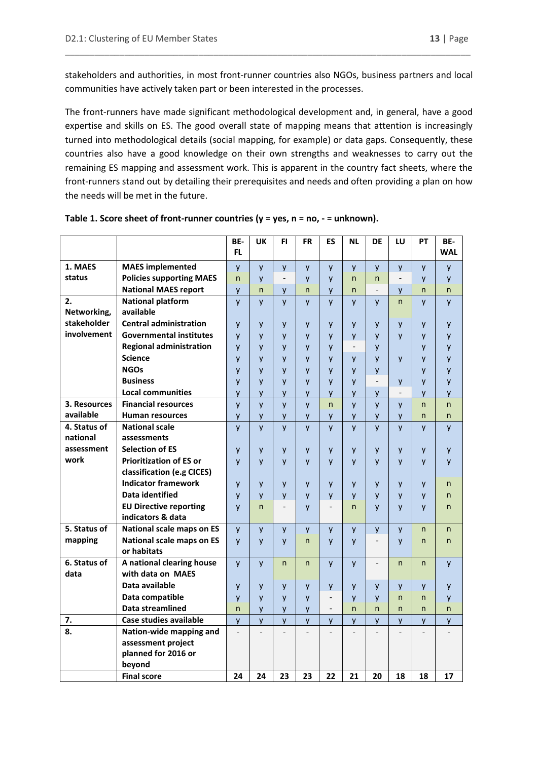stakeholders and authorities, in most front-runner countries also NGOs, business partners and local communities have actively taken part or been interested in the processes.

The front-runners have made significant methodological development and, in general, have a good expertise and skills on ES. The good overall state of mapping means that attention is increasingly turned into methodological details (social mapping, for example) or data gaps. Consequently, these countries also have a good knowledge on their own strengths and weaknesses to carry out the remaining ES mapping and assessment work. This is apparent in the country fact sheets, where the front-runners stand out by detailing their prerequisites and needs and often providing a plan on how the needs will be met in the future.

**Table 1. Score sheet of front-runner countries (y = yes, n = no, - = unknown).**

| | | BE-FL | UK | FI | FR | ES | NL | DE | LU | PT | BE-WAL |
|---|---|---|---|---|---|---|---|---|---|---|---|
| **1. MAES status** | **MAES implemented** | y | y | y | y | y | y | y | y | y | y |
| | **Policies supporting MAES** | n | y | - | y | y | n | n | - | y | y |
| | **National MAES report** | y | n | y | n | y | n | - | y | n | n |
| **2. Networking, stakeholder involvement** | **National platform available** | y | y | y | y | y | y | y | n | y | y |
| | **Central administration** | y | y | y | y | y | y | y | y | y | y |
| | **Governmental institutes** | y | y | y | y | y | y | y | y | y | y |
| | **Regional administration** | y | y | y | y | y | - | y | | y | y |
| | **Science** | y | y | y | y | y | y | y | y | y | y |
| | **NGOs** | y | y | y | y | y | y | y | | y | y |
| | **Business** | y | y | y | y | y | y | - | y | y | y |
| | **Local communities** | y | y | y | y | y | y | y | - | y | y |
| **3. Resources available** | **Financial resources** | y | y | y | y | n | y | y | y | n | n |
| | **Human resources** | y | y | y | y | y | y | y | y | n | n |
| **4. Status of national assessment work** | **National scale assessments** | y | y | y | y | y | y | y | y | y | y |
| | **Selection of ES** | y | y | y | y | y | y | y | y | y | y |
| | **Prioritization of ES or classification (e.g CICES)** | y | y | y | y | y | y | y | y | y | y |
| | **Indicator framework** | y | y | y | y | y | y | y | y | y | n |
| | **Data identified** | y | y | y | y | y | y | y | y | y | n |
| | **EU Directive reporting indicators & data** | y | n | - | y | - | n | y | y | y | n |
| **5. Status of mapping** | **National scale maps on ES** | y | y | y | y | y | y | y | y | n | n |
| | **National scale maps on ES or habitats** | y | y | y | n | y | y | - | y | n | n |
| **6. Status of data** | **A national clearing house with data on MAES** | y | y | n | n | y | y | - | n | n | y |
| | **Data available** | y | y | y | y | y | y | y | y | y | y |
| | **Data compatible** | y | y | y | y | - | y | y | n | n | y |
| | **Data streamlined** | n | y | y | y | - | n | n | n | n | n |
| **7.** | **Case studies available** | y | y | y | y | y | y | y | y | y | y |
| **8.** | **Nation-wide mapping and assessment project planned for 2016 or beyond** | - | - | - | - | - | - | - | - | - | - |
| | **Final score** | **24** | **24** | **23** | **23** | **22** | **21** | **20** | **18** | **18** | **17** |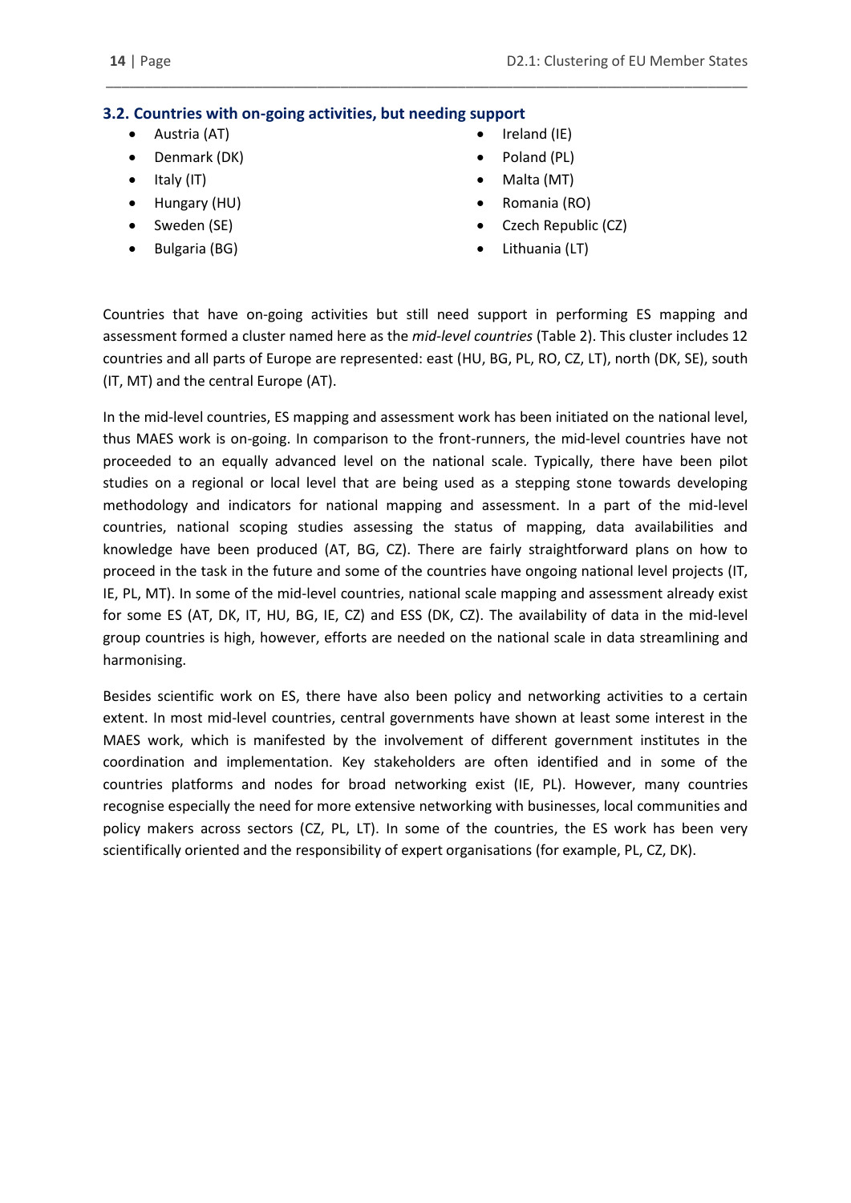### 3.2. Countries with on-going activities, but needing support

- Austria (AT)
- Denmark (DK)
- Italy (IT)
- Hungary (HU)
- Sweden (SE)
- Bulgaria (BG)
- Ireland (IE)
- Poland (PL)
- Malta (MT)
- Romania (RO)
- Czech Republic (CZ)
- Lithuania (LT)

Countries that have on-going activities but still need support in performing ES mapping and assessment formed a cluster named here as the *mid-level countries* (Table 2). This cluster includes 12 countries and all parts of Europe are represented: east (HU, BG, PL, RO, CZ, LT), north (DK, SE), south (IT, MT) and the central Europe (AT).

In the mid-level countries, ES mapping and assessment work has been initiated on the national level, thus MAES work is on-going. In comparison to the front-runners, the mid-level countries have not proceeded to an equally advanced level on the national scale. Typically, there have been pilot studies on a regional or local level that are being used as a stepping stone towards developing methodology and indicators for national mapping and assessment. In a part of the mid-level countries, national scoping studies assessing the status of mapping, data availabilities and knowledge have been produced (AT, BG, CZ). There are fairly straightforward plans on how to proceed in the task in the future and some of the countries have ongoing national level projects (IT, IE, PL, MT). In some of the mid-level countries, national scale mapping and assessment already exist for some ES (AT, DK, IT, HU, BG, IE, CZ) and ESS (DK, CZ). The availability of data in the mid-level group countries is high, however, efforts are needed on the national scale in data streamlining and harmonising.

Besides scientific work on ES, there have also been policy and networking activities to a certain extent. In most mid-level countries, central governments have shown at least some interest in the MAES work, which is manifested by the involvement of different government institutes in the coordination and implementation. Key stakeholders are often identified and in some of the countries platforms and nodes for broad networking exist (IE, PL). However, many countries recognise especially the need for more extensive networking with businesses, local communities and policy makers across sectors (CZ, PL, LT). In some of the countries, the ES work has been very scientifically oriented and the responsibility of expert organisations (for example, PL, CZ, DK).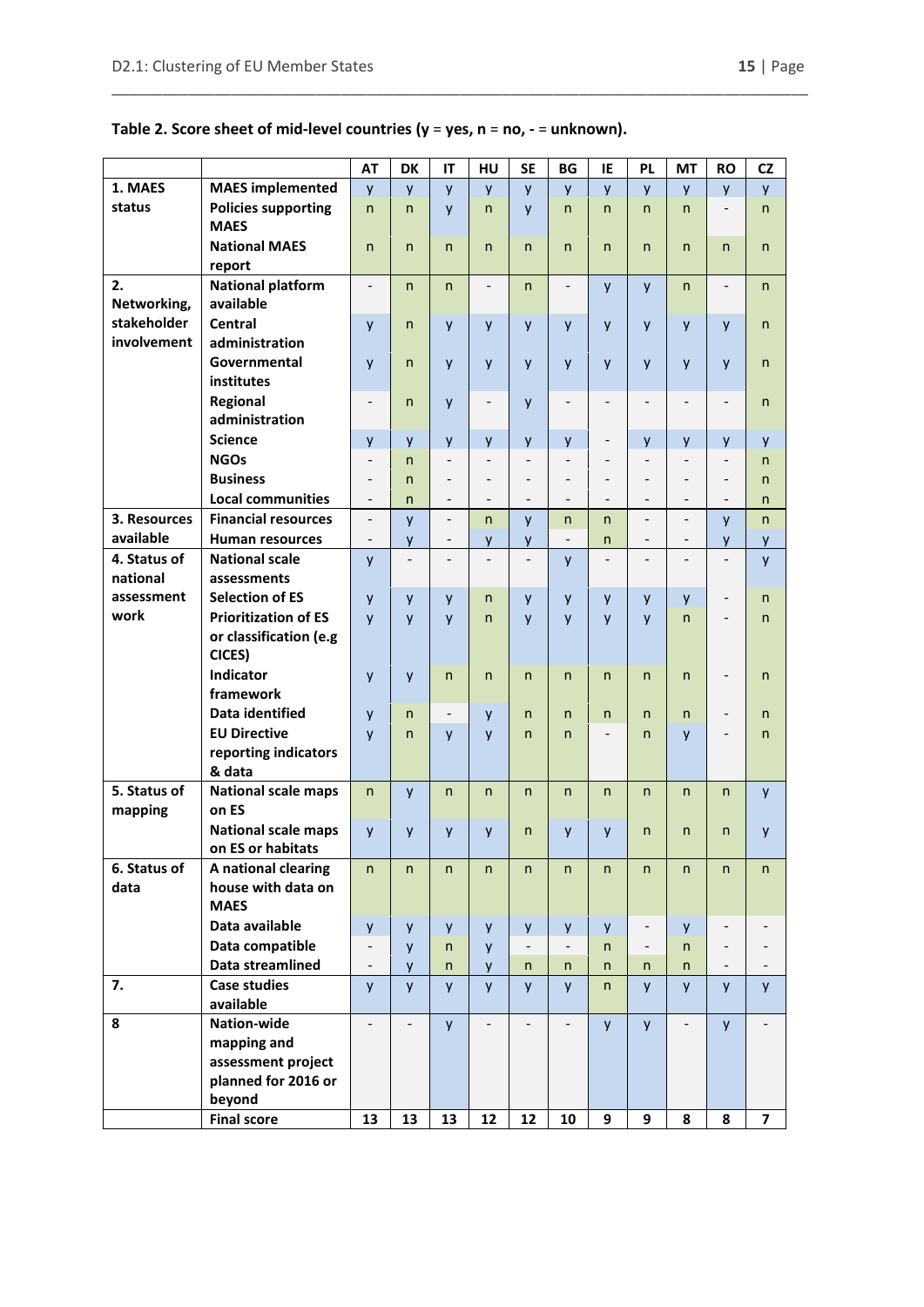**Table 2. Score sheet of mid-level countries (y = yes, n = no, - = unknown).**

| | | AT | DK | IT | HU | SE | BG | IE | PL | MT | RO | CZ |
|---|---|---|---|---|---|---|---|---|---|---|---|---|
| 1. MAES status | MAES implemented | y | y | y | y | y | y | y | y | y | y | y |
| | Policies supporting MAES | n | n | y | n | y | n | n | n | n | - | n |
| | National MAES report | n | n | n | n | n | n | n | n | n | n | n |
| 2. Networking, stakeholder involvement | National platform available | - | n | n | - | n | - | y | y | n | - | n |
| | Central administration | y | n | y | y | y | y | y | y | y | y | n |
| | Governmental institutes | y | n | y | y | y | y | y | y | y | y | n |
| | Regional administration | - | n | y | - | y | - | - | - | - | - | n |
| | Science | y | y | y | y | y | y | - | y | y | y | y |
| | NGOs | - | n | - | - | - | - | - | - | - | - | n |
| | Business | - | n | - | - | - | - | - | - | - | - | n |
| | Local communities | - | n | - | - | - | - | - | - | - | - | n |
| 3. Resources available | Financial resources | - | y | - | n | y | n | n | - | - | y | n |
| | Human resources | - | y | - | y | y | - | n | - | - | y | y |
| 4. Status of national assessment work | National scale assessments | y | - | - | - | - | y | - | - | - | - | y |
| | Selection of ES | y | y | y | n | y | y | y | y | y | - | n |
| | Prioritization of ES or classification (e.g CICES) | y | y | y | n | y | y | y | y | n | - | n |
| | Indicator framework | y | y | n | n | n | n | n | n | n | - | n |
| | Data identified | y | n | - | y | n | n | n | n | n | - | n |
| | EU Directive reporting indicators & data | y | n | y | y | n | n | - | n | y | - | n |
| 5. Status of mapping | National scale maps on ES | n | y | n | n | n | n | n | n | n | n | y |
| | National scale maps on ES or habitats | y | y | y | y | n | y | y | n | n | n | y |
| 6. Status of data | A national clearing house with data on MAES | n | n | n | n | n | n | n | n | n | n | n |
| | Data available | y | y | y | y | y | y | y | - | y | - | - |
| | Data compatible | - | y | n | y | - | - | n | - | n | - | - |
| | Data streamlined | - | y | n | y | n | n | n | n | n | - | - |
| 7. | Case studies available | y | y | y | y | y | y | n | y | y | y | y |
| 8 | Nation-wide mapping and assessment project planned for 2016 or beyond | - | - | y | - | - | - | y | y | - | y | - |
| | **Final score** | **13** | **13** | **13** | **12** | **12** | **10** | **9** | **9** | **8** | **8** | **7** |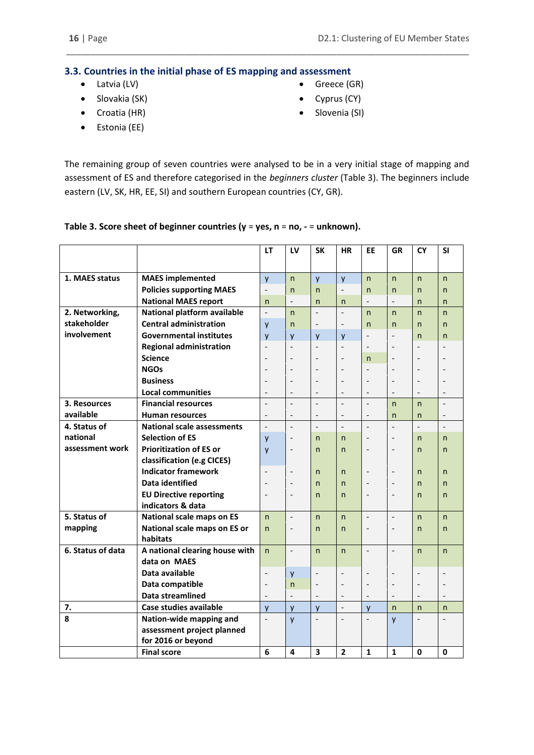## 3.3. Countries in the initial phase of ES mapping and assessment

- Latvia (LV)
- Slovakia (SK)
- Croatia (HR)
- Estonia (EE)
- Greece (GR)
- Cyprus (CY)
- Slovenia (SI)

The remaining group of seven countries were analysed to be in a very initial stage of mapping and assessment of ES and therefore categorised in the *beginners cluster* (Table 3). The beginners include eastern (LV, SK, HR, EE, SI) and southern European countries (CY, GR).

**Table 3. Score sheet of beginner countries (y = yes, n = no, - = unknown).**

| | | LT | LV | SK | HR | EE | GR | CY | SI |
|---|---|---|---|---|---|---|---|---|---|
| **1. MAES status** | **MAES implemented** | y | n | y | y | n | n | n | n |
| | **Policies supporting MAES** | - | n | n | - | n | n | n | n |
| | **National MAES report** | n | - | n | n | - | - | n | n |
| **2. Networking, stakeholder involvement** | **National platform available** | - | n | - | - | n | n | n | n |
| | **Central administration** | y | n | - | - | n | n | n | n |
| | **Governmental institutes** | y | y | y | y | - | - | n | n |
| | **Regional administration** | - | - | - | - | - | - | - | - |
| | **Science** | - | - | - | - | n | - | - | - |
| | **NGOs** | - | - | - | - | - | - | - | - |
| | **Business** | - | - | - | - | - | - | - | - |
| | **Local communities** | - | - | - | - | - | - | - | - |
| **3. Resources available** | **Financial resources** | - | - | - | - | - | n | n | - |
| | **Human resources** | - | - | - | - | - | n | n | - |
| **4. Status of national assessment work** | **National scale assessments** | - | - | - | - | - | - | - | - |
| | **Selection of ES** | y | - | n | n | - | - | n | n |
| | **Prioritization of ES or classification (e.g CICES)** | y | - | n | n | - | - | n | n |
| | **Indicator framework** | - | - | n | n | - | - | n | n |
| | **Data identified** | - | - | n | n | - | - | n | n |
| | **EU Directive reporting indicators & data** | - | - | n | n | - | - | n | n |
| **5. Status of mapping** | **National scale maps on ES** | n | - | n | n | - | - | n | n |
| | **National scale maps on ES or habitats** | n | - | n | n | - | - | n | n |
| **6. Status of data** | **A national clearing house with data on MAES** | n | - | n | n | - | - | n | n |
| | **Data available** | - | y | - | - | - | - | - | - |
| | **Data compatible** | - | n | - | - | - | - | - | - |
| | **Data streamlined** | - | - | - | - | - | - | - | - |
| **7.** | **Case studies available** | y | y | y | - | y | n | n | n |
| **8** | **Nation-wide mapping and assessment project planned for 2016 or beyond** | - | y | - | - | - | y | - | - |
| | **Final score** | **6** | **4** | **3** | **2** | **1** | **1** | **0** | **0** |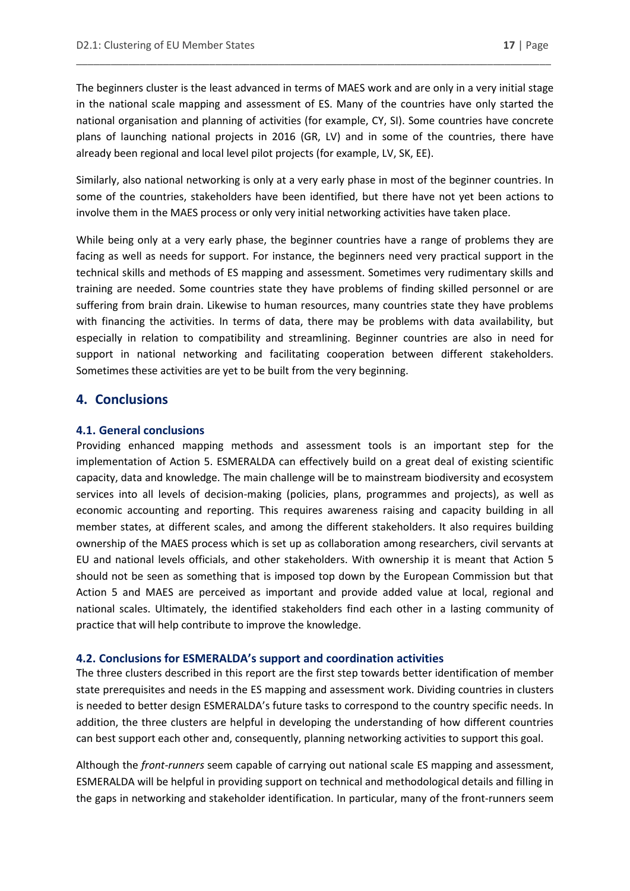The beginners cluster is the least advanced in terms of MAES work and are only in a very initial stage in the national scale mapping and assessment of ES. Many of the countries have only started the national organisation and planning of activities (for example, CY, SI). Some countries have concrete plans of launching national projects in 2016 (GR, LV) and in some of the countries, there have already been regional and local level pilot projects (for example, LV, SK, EE).

Similarly, also national networking is only at a very early phase in most of the beginner countries. In some of the countries, stakeholders have been identified, but there have not yet been actions to involve them in the MAES process or only very initial networking activities have taken place.

While being only at a very early phase, the beginner countries have a range of problems they are facing as well as needs for support. For instance, the beginners need very practical support in the technical skills and methods of ES mapping and assessment. Sometimes very rudimentary skills and training are needed. Some countries state they have problems of finding skilled personnel or are suffering from brain drain. Likewise to human resources, many countries state they have problems with financing the activities. In terms of data, there may be problems with data availability, but especially in relation to compatibility and streamlining. Beginner countries are also in need for support in national networking and facilitating cooperation between different stakeholders. Sometimes these activities are yet to be built from the very beginning.

# 4. Conclusions

## 4.1. General conclusions

Providing enhanced mapping methods and assessment tools is an important step for the implementation of Action 5. ESMERALDA can effectively build on a great deal of existing scientific capacity, data and knowledge. The main challenge will be to mainstream biodiversity and ecosystem services into all levels of decision-making (policies, plans, programmes and projects), as well as economic accounting and reporting. This requires awareness raising and capacity building in all member states, at different scales, and among the different stakeholders. It also requires building ownership of the MAES process which is set up as collaboration among researchers, civil servants at EU and national levels officials, and other stakeholders. With ownership it is meant that Action 5 should not be seen as something that is imposed top down by the European Commission but that Action 5 and MAES are perceived as important and provide added value at local, regional and national scales. Ultimately, the identified stakeholders find each other in a lasting community of practice that will help contribute to improve the knowledge.

## 4.2. Conclusions for ESMERALDA's support and coordination activities

The three clusters described in this report are the first step towards better identification of member state prerequisites and needs in the ES mapping and assessment work. Dividing countries in clusters is needed to better design ESMERALDA's future tasks to correspond to the country specific needs. In addition, the three clusters are helpful in developing the understanding of how different countries can best support each other and, consequently, planning networking activities to support this goal.

Although the *front-runners* seem capable of carrying out national scale ES mapping and assessment, ESMERALDA will be helpful in providing support on technical and methodological details and filling in the gaps in networking and stakeholder identification. In particular, many of the front-runners seem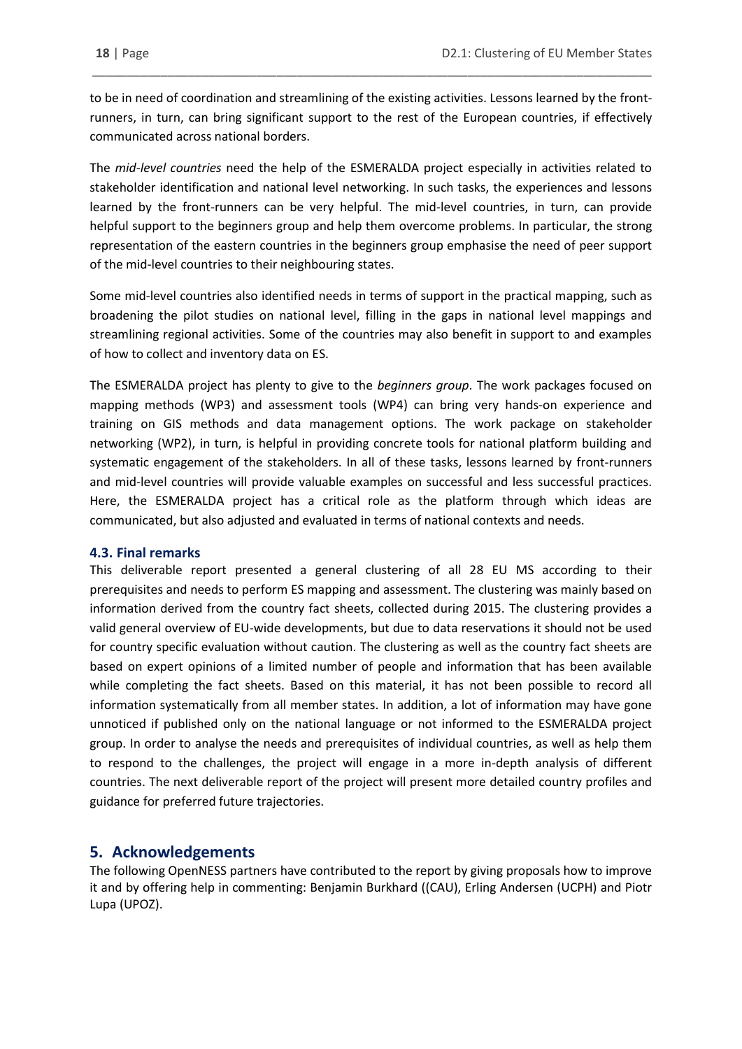to be in need of coordination and streamlining of the existing activities. Lessons learned by the front-runners, in turn, can bring significant support to the rest of the European countries, if effectively communicated across national borders.

The *mid-level countries* need the help of the ESMERALDA project especially in activities related to stakeholder identification and national level networking. In such tasks, the experiences and lessons learned by the front-runners can be very helpful. The mid-level countries, in turn, can provide helpful support to the beginners group and help them overcome problems. In particular, the strong representation of the eastern countries in the beginners group emphasise the need of peer support of the mid-level countries to their neighbouring states.

Some mid-level countries also identified needs in terms of support in the practical mapping, such as broadening the pilot studies on national level, filling in the gaps in national level mappings and streamlining regional activities. Some of the countries may also benefit in support to and examples of how to collect and inventory data on ES.

The ESMERALDA project has plenty to give to the *beginners group*. The work packages focused on mapping methods (WP3) and assessment tools (WP4) can bring very hands-on experience and training on GIS methods and data management options. The work package on stakeholder networking (WP2), in turn, is helpful in providing concrete tools for national platform building and systematic engagement of the stakeholders. In all of these tasks, lessons learned by front-runners and mid-level countries will provide valuable examples on successful and less successful practices. Here, the ESMERALDA project has a critical role as the platform through which ideas are communicated, but also adjusted and evaluated in terms of national contexts and needs.

### 4.3. Final remarks

This deliverable report presented a general clustering of all 28 EU MS according to their prerequisites and needs to perform ES mapping and assessment. The clustering was mainly based on information derived from the country fact sheets, collected during 2015. The clustering provides a valid general overview of EU-wide developments, but due to data reservations it should not be used for country specific evaluation without caution. The clustering as well as the country fact sheets are based on expert opinions of a limited number of people and information that has been available while completing the fact sheets. Based on this material, it has not been possible to record all information systematically from all member states. In addition, a lot of information may have gone unnoticed if published only on the national language or not informed to the ESMERALDA project group. In order to analyse the needs and prerequisites of individual countries, as well as help them to respond to the challenges, the project will engage in a more in-depth analysis of different countries. The next deliverable report of the project will present more detailed country profiles and guidance for preferred future trajectories.

## 5. Acknowledgements

The following OpenNESS partners have contributed to the report by giving proposals how to improve it and by offering help in commenting: Benjamin Burkhard ((CAU), Erling Andersen (UCPH) and Piotr Lupa (UPOZ).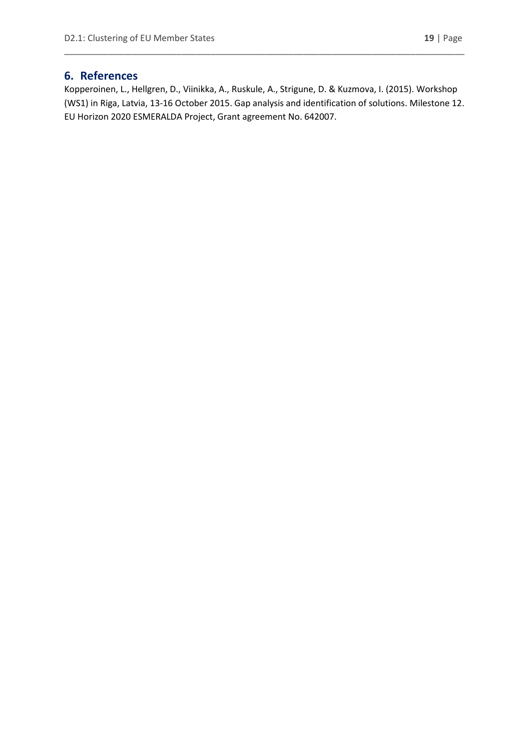## 6. References

Kopperoinen, L., Hellgren, D., Viinikka, A., Ruskule, A., Strigune, D. & Kuzmova, I. (2015). Workshop (WS1) in Riga, Latvia, 13-16 October 2015. Gap analysis and identification of solutions. Milestone 12. EU Horizon 2020 ESMERALDA Project, Grant agreement No. 642007.